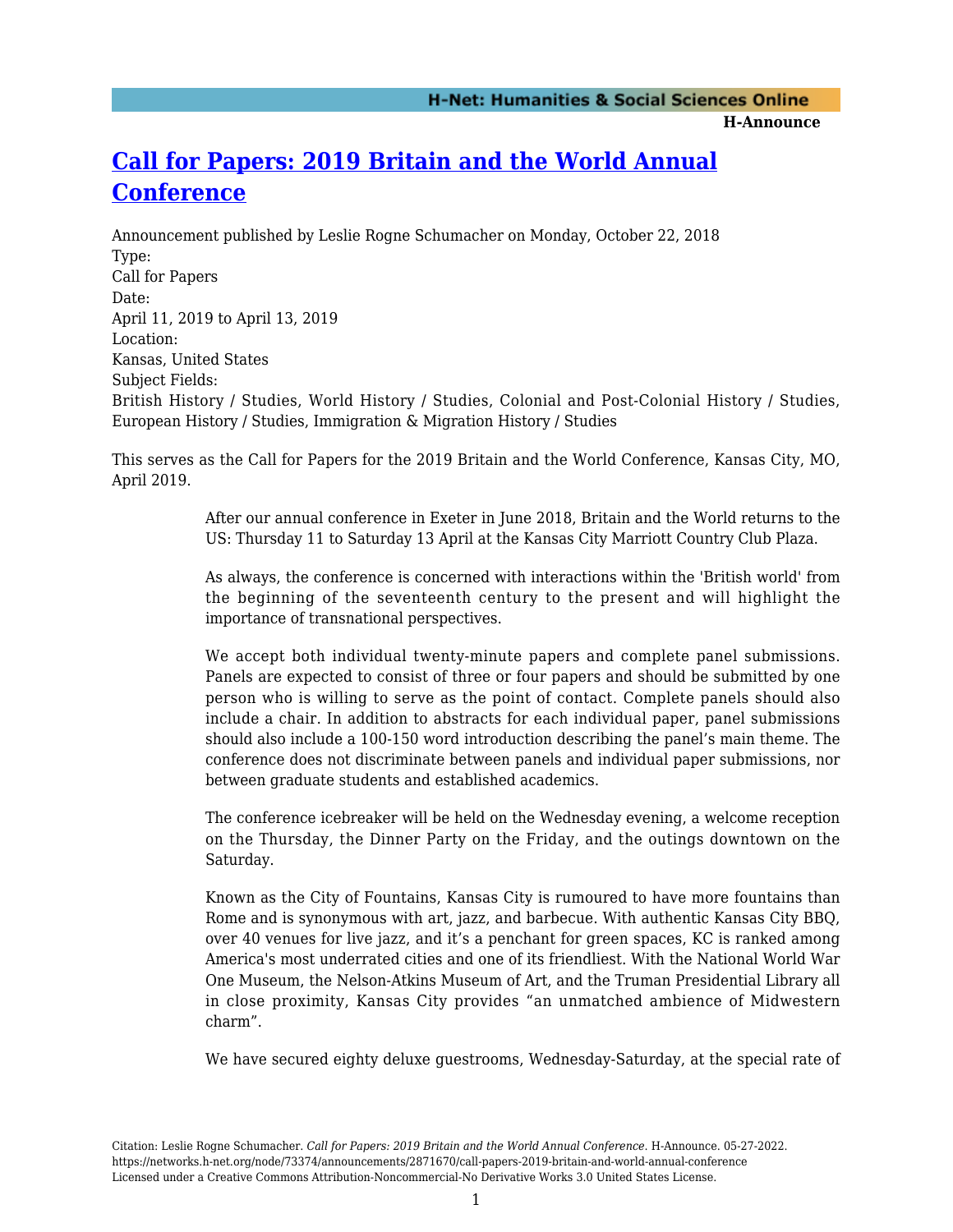# [Call for Papers: 2019 Britain and the World Annual Conference](https://networks.h-net.org/node/73374/announcements/2871670/call-papers-2019-britain-and-world-annual-conference)

Announcement published by Leslie Rogne Schumacher on Monday, October 22, 2018

Type:
Call for Papers

Date:
April 11, 2019 to April 13, 2019

Location:
Kansas, United States

Subject Fields:
British History / Studies, World History / Studies, Colonial and Post-Colonial History / Studies, European History / Studies, Immigration & Migration History / Studies

This serves as the Call for Papers for the 2019 Britain and the World Conference, Kansas City, MO, April 2019.

> After our annual conference in Exeter in June 2018, Britain and the World returns to the US: Thursday 11 to Saturday 13 April at the Kansas City Marriott Country Club Plaza.
>
> As always, the conference is concerned with interactions within the 'British world' from the beginning of the seventeenth century to the present and will highlight the importance of transnational perspectives.
>
> We accept both individual twenty-minute papers and complete panel submissions. Panels are expected to consist of three or four papers and should be submitted by one person who is willing to serve as the point of contact. Complete panels should also include a chair. In addition to abstracts for each individual paper, panel submissions should also include a 100-150 word introduction describing the panel's main theme. The conference does not discriminate between panels and individual paper submissions, nor between graduate students and established academics.
>
> The conference icebreaker will be held on the Wednesday evening, a welcome reception on the Thursday, the Dinner Party on the Friday, and the outings downtown on the Saturday.
>
> Known as the City of Fountains, Kansas City is rumoured to have more fountains than Rome and is synonymous with art, jazz, and barbecue. With authentic Kansas City BBQ, over 40 venues for live jazz, and it's a penchant for green spaces, KC is ranked among America's most underrated cities and one of its friendliest. With the National World War One Museum, the Nelson-Atkins Museum of Art, and the Truman Presidential Library all in close proximity, Kansas City provides "an unmatched ambience of Midwestern charm".
>
> We have secured eighty deluxe guestrooms, Wednesday-Saturday, at the special rate of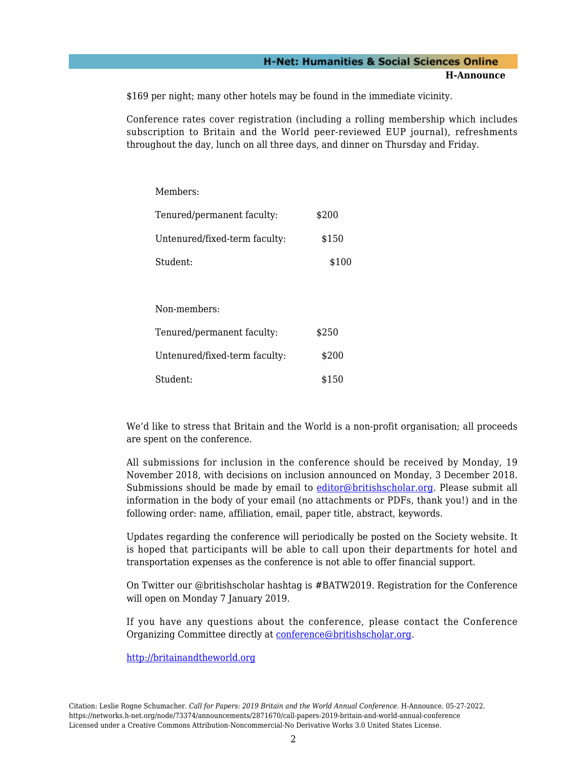$169 per night; many other hotels may be found in the immediate vicinity.

Conference rates cover registration (including a rolling membership which includes subscription to Britain and the World peer-reviewed EUP journal), refreshments throughout the day, lunch on all three days, and dinner on Thursday and Friday.

Members:

Tenured/permanent faculty: $200

Untenured/fixed-term faculty: $150

Student: $100

Non-members:

Tenured/permanent faculty: $250

Untenured/fixed-term faculty: $200

Student: $150

We'd like to stress that Britain and the World is a non-profit organisation; all proceeds are spent on the conference.

All submissions for inclusion in the conference should be received by Monday, 19 November 2018, with decisions on inclusion announced on Monday, 3 December 2018. Submissions should be made by email to editor@britishscholar.org. Please submit all information in the body of your email (no attachments or PDFs, thank you!) and in the following order: name, affiliation, email, paper title, abstract, keywords.

Updates regarding the conference will periodically be posted on the Society website. It is hoped that participants will be able to call upon their departments for hotel and transportation expenses as the conference is not able to offer financial support.

On Twitter our @britishscholar hashtag is #BATW2019. Registration for the Conference will open on Monday 7 January 2019.

If you have any questions about the conference, please contact the Conference Organizing Committee directly at conference@britishscholar.org.

http://britainandtheworld.org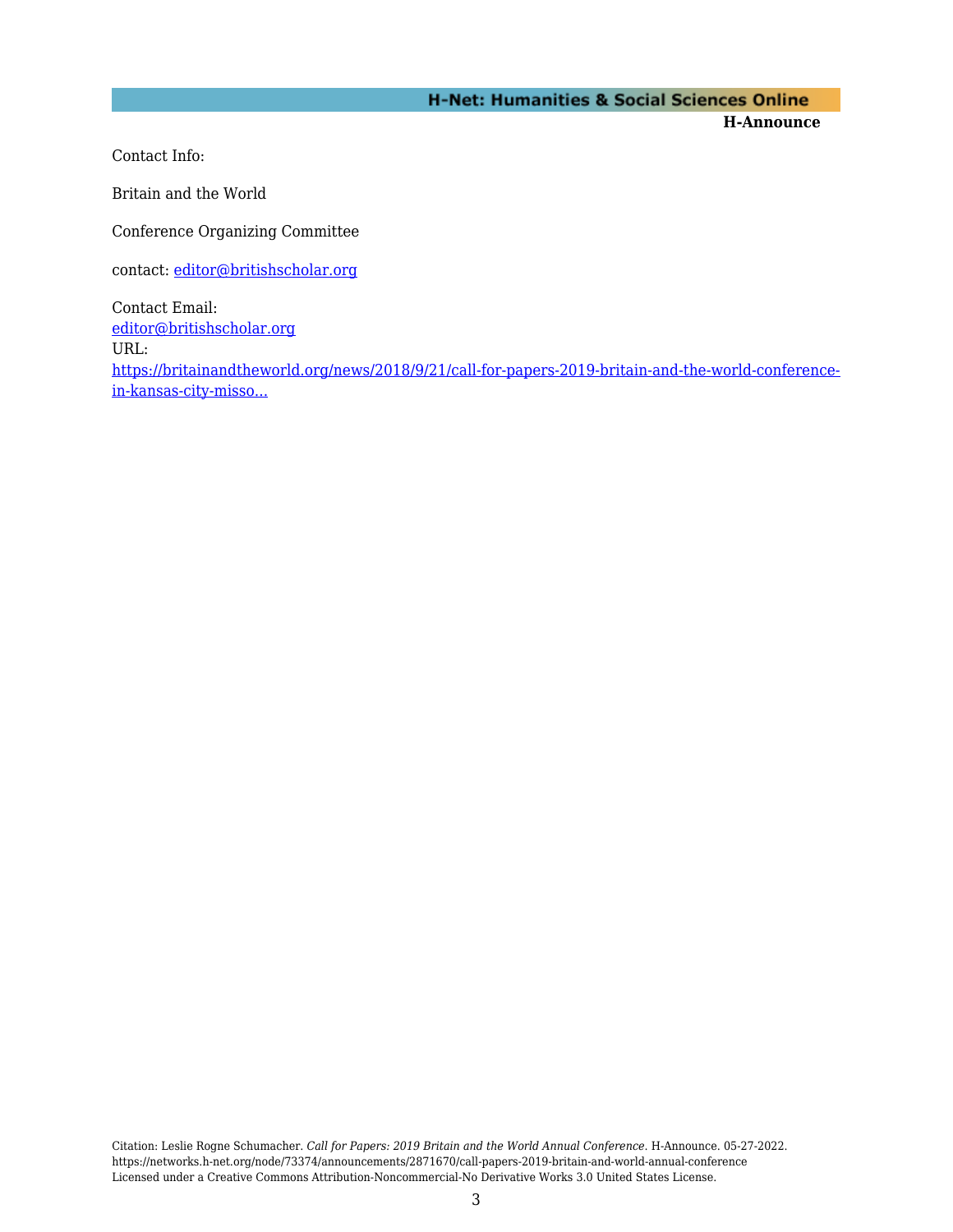Contact Info:

Britain and the World

Conference Organizing Committee

contact: editor@britishscholar.org

Contact Email:
editor@britishscholar.org
URL:
https://britainandtheworld.org/news/2018/9/21/call-for-papers-2019-britain-and-the-world-conference-in-kansas-city-misso...